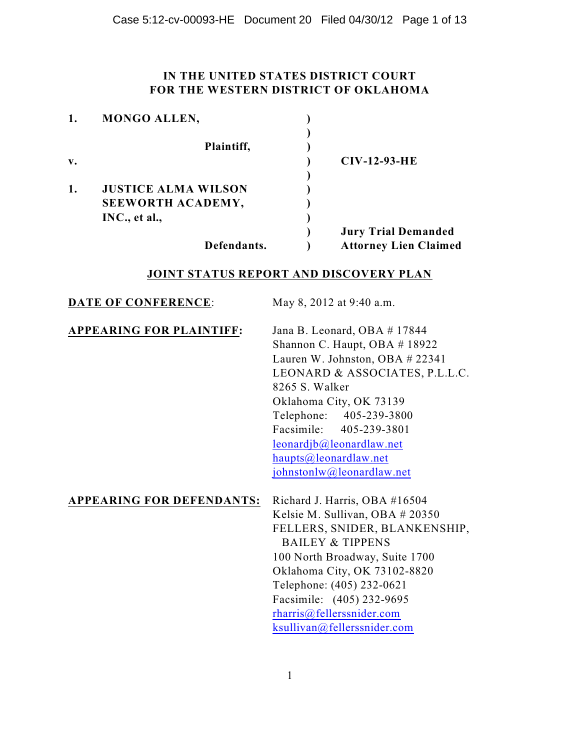**IN THE UNITED STATES DISTRICT COURT**
**FOR THE WESTERN DISTRICT OF OKLAHOMA**

| | | |
|---|---|---|
| **1. MONGO ALLEN,** | **)** | |
| | **)** | |
| **Plaintiff,** | **)** | |
| **v.** | **)** | **CIV-12-93-HE** |
| | **)** | |
| **1. JUSTICE ALMA WILSON SEEWORTH ACADEMY, INC., et al.,** | **)** | |
| | **)** | **Jury Trial Demanded** |
| **Defendants.** | **)** | **Attorney Lien Claimed** |

**JOINT STATUS REPORT AND DISCOVERY PLAN**

**DATE OF CONFERENCE**: May 8, 2012 at 9:40 a.m.

**APPEARING FOR PLAINTIFF:**
Jana B. Leonard, OBA # 17844
Shannon C. Haupt, OBA # 18922
Lauren W. Johnston, OBA # 22341
LEONARD & ASSOCIATES, P.L.L.C.
8265 S. Walker
Oklahoma City, OK 73139
Telephone: 405-239-3800
Facsimile: 405-239-3801
leonardjb@leonardlaw.net
haupts@leonardlaw.net
johnstonlw@leonardlaw.net

**APPEARING FOR DEFENDANTS:**
Richard J. Harris, OBA #16504
Kelsie M. Sullivan, OBA # 20350
FELLERS, SNIDER, BLANKENSHIP, BAILEY & TIPPENS
100 North Broadway, Suite 1700
Oklahoma City, OK 73102-8820
Telephone: (405) 232-0621
Facsimile: (405) 232-9695
rharris@fellerssnider.com
ksullivan@fellerssnider.com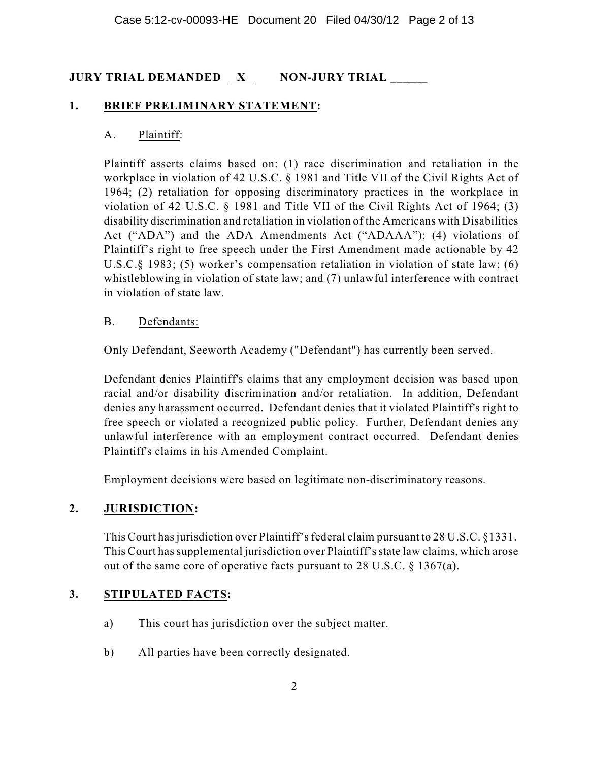**JURY TRIAL DEMANDED X NON-JURY TRIAL ______**

## 1. BRIEF PRELIMINARY STATEMENT:

A. Plaintiff:

Plaintiff asserts claims based on: (1) race discrimination and retaliation in the workplace in violation of 42 U.S.C. § 1981 and Title VII of the Civil Rights Act of 1964; (2) retaliation for opposing discriminatory practices in the workplace in violation of 42 U.S.C. § 1981 and Title VII of the Civil Rights Act of 1964; (3) disability discrimination and retaliation in violation of the Americans with Disabilities Act ("ADA") and the ADA Amendments Act ("ADAAA"); (4) violations of Plaintiff's right to free speech under the First Amendment made actionable by 42 U.S.C.§ 1983; (5) worker's compensation retaliation in violation of state law; (6) whistleblowing in violation of state law; and (7) unlawful interference with contract in violation of state law.

B. Defendants:

Only Defendant, Seeworth Academy ("Defendant") has currently been served.

Defendant denies Plaintiff's claims that any employment decision was based upon racial and/or disability discrimination and/or retaliation. In addition, Defendant denies any harassment occurred. Defendant denies that it violated Plaintiff's right to free speech or violated a recognized public policy. Further, Defendant denies any unlawful interference with an employment contract occurred. Defendant denies Plaintiff's claims in his Amended Complaint.

Employment decisions were based on legitimate non-discriminatory reasons.

## 2. JURISDICTION:

This Court has jurisdiction over Plaintiff's federal claim pursuant to 28 U.S.C. §1331. This Court has supplemental jurisdiction over Plaintiff's state law claims, which arose out of the same core of operative facts pursuant to 28 U.S.C. § 1367(a).

## 3. STIPULATED FACTS:

a) This court has jurisdiction over the subject matter.

b) All parties have been correctly designated.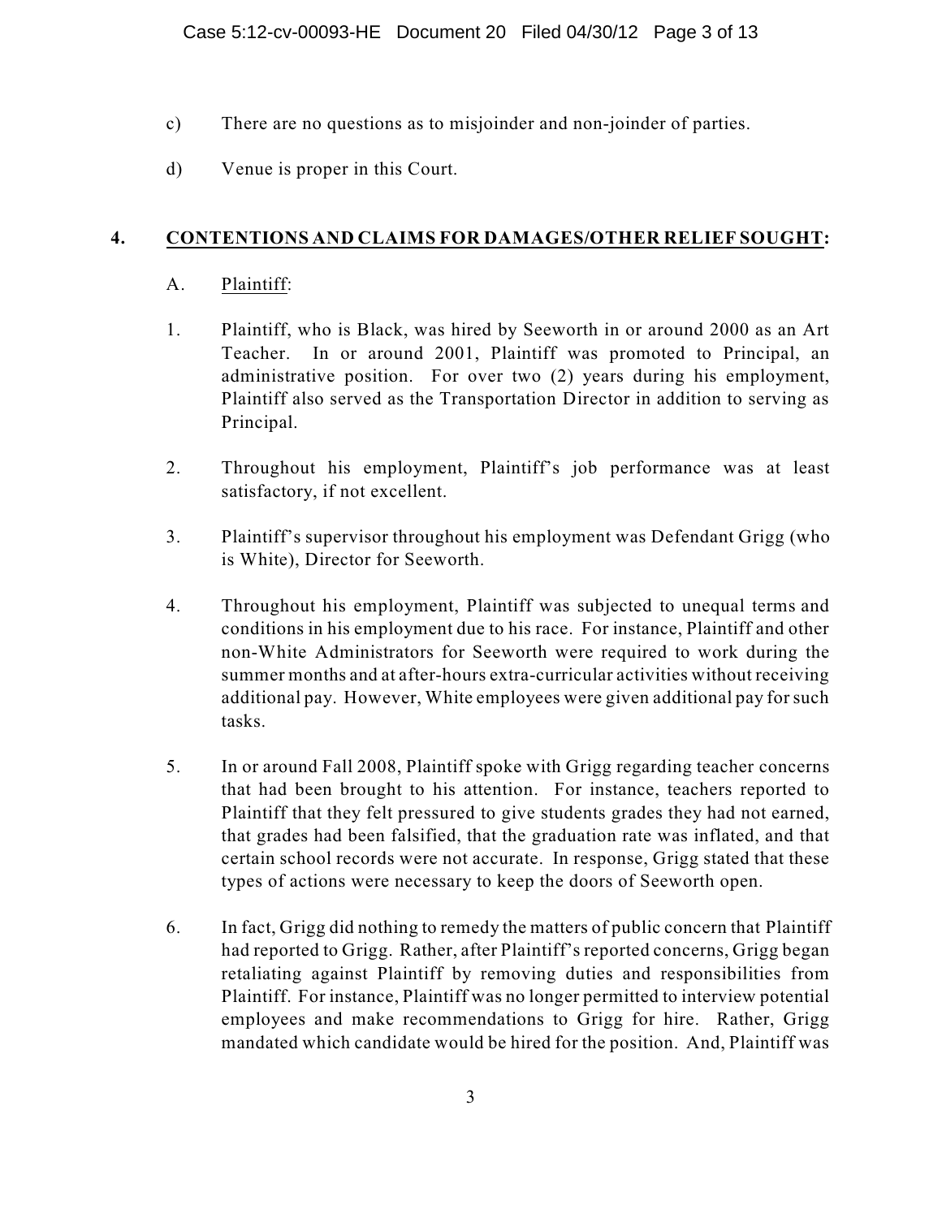c) There are no questions as to misjoinder and non-joinder of parties.

d) Venue is proper in this Court.

## 4. **CONTENTIONS AND CLAIMS FOR DAMAGES/OTHER RELIEF SOUGHT:**

A. Plaintiff:

1. Plaintiff, who is Black, was hired by Seeworth in or around 2000 as an Art Teacher. In or around 2001, Plaintiff was promoted to Principal, an administrative position. For over two (2) years during his employment, Plaintiff also served as the Transportation Director in addition to serving as Principal.

2. Throughout his employment, Plaintiff's job performance was at least satisfactory, if not excellent.

3. Plaintiff's supervisor throughout his employment was Defendant Grigg (who is White), Director for Seeworth.

4. Throughout his employment, Plaintiff was subjected to unequal terms and conditions in his employment due to his race. For instance, Plaintiff and other non-White Administrators for Seeworth were required to work during the summer months and at after-hours extra-curricular activities without receiving additional pay. However, White employees were given additional pay for such tasks.

5. In or around Fall 2008, Plaintiff spoke with Grigg regarding teacher concerns that had been brought to his attention. For instance, teachers reported to Plaintiff that they felt pressured to give students grades they had not earned, that grades had been falsified, that the graduation rate was inflated, and that certain school records were not accurate. In response, Grigg stated that these types of actions were necessary to keep the doors of Seeworth open.

6. In fact, Grigg did nothing to remedy the matters of public concern that Plaintiff had reported to Grigg. Rather, after Plaintiff's reported concerns, Grigg began retaliating against Plaintiff by removing duties and responsibilities from Plaintiff. For instance, Plaintiff was no longer permitted to interview potential employees and make recommendations to Grigg for hire. Rather, Grigg mandated which candidate would be hired for the position. And, Plaintiff was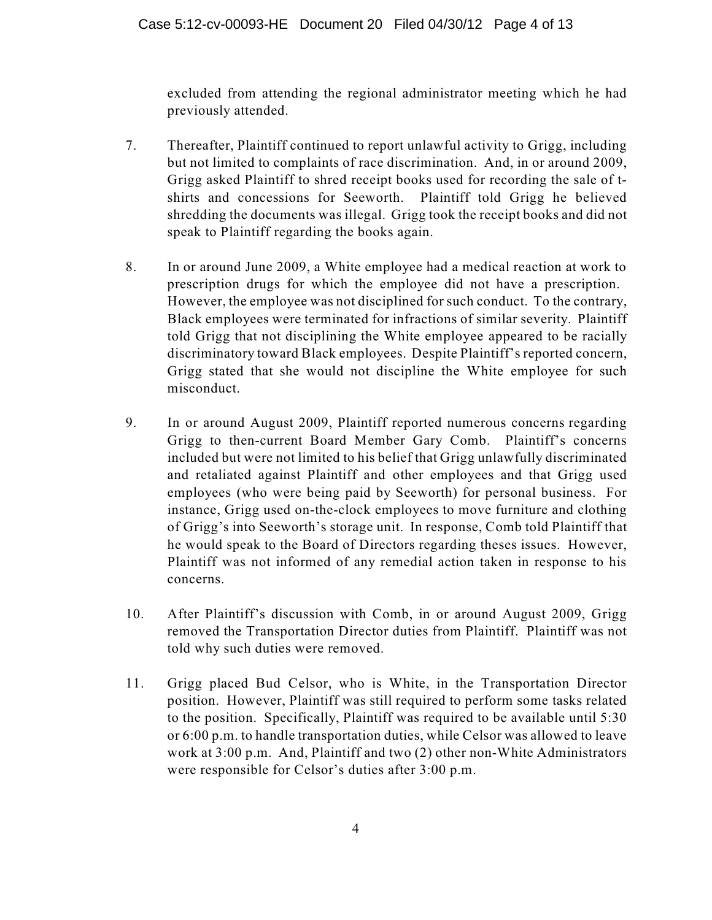excluded from attending the regional administrator meeting which he had previously attended.

7. Thereafter, Plaintiff continued to report unlawful activity to Grigg, including but not limited to complaints of race discrimination. And, in or around 2009, Grigg asked Plaintiff to shred receipt books used for recording the sale of t-shirts and concessions for Seeworth. Plaintiff told Grigg he believed shredding the documents was illegal. Grigg took the receipt books and did not speak to Plaintiff regarding the books again.

8. In or around June 2009, a White employee had a medical reaction at work to prescription drugs for which the employee did not have a prescription. However, the employee was not disciplined for such conduct. To the contrary, Black employees were terminated for infractions of similar severity. Plaintiff told Grigg that not disciplining the White employee appeared to be racially discriminatory toward Black employees. Despite Plaintiff's reported concern, Grigg stated that she would not discipline the White employee for such misconduct.

9. In or around August 2009, Plaintiff reported numerous concerns regarding Grigg to then-current Board Member Gary Comb. Plaintiff's concerns included but were not limited to his belief that Grigg unlawfully discriminated and retaliated against Plaintiff and other employees and that Grigg used employees (who were being paid by Seeworth) for personal business. For instance, Grigg used on-the-clock employees to move furniture and clothing of Grigg's into Seeworth's storage unit. In response, Comb told Plaintiff that he would speak to the Board of Directors regarding theses issues. However, Plaintiff was not informed of any remedial action taken in response to his concerns.

10. After Plaintiff's discussion with Comb, in or around August 2009, Grigg removed the Transportation Director duties from Plaintiff. Plaintiff was not told why such duties were removed.

11. Grigg placed Bud Celsor, who is White, in the Transportation Director position. However, Plaintiff was still required to perform some tasks related to the position. Specifically, Plaintiff was required to be available until 5:30 or 6:00 p.m. to handle transportation duties, while Celsor was allowed to leave work at 3:00 p.m. And, Plaintiff and two (2) other non-White Administrators were responsible for Celsor's duties after 3:00 p.m.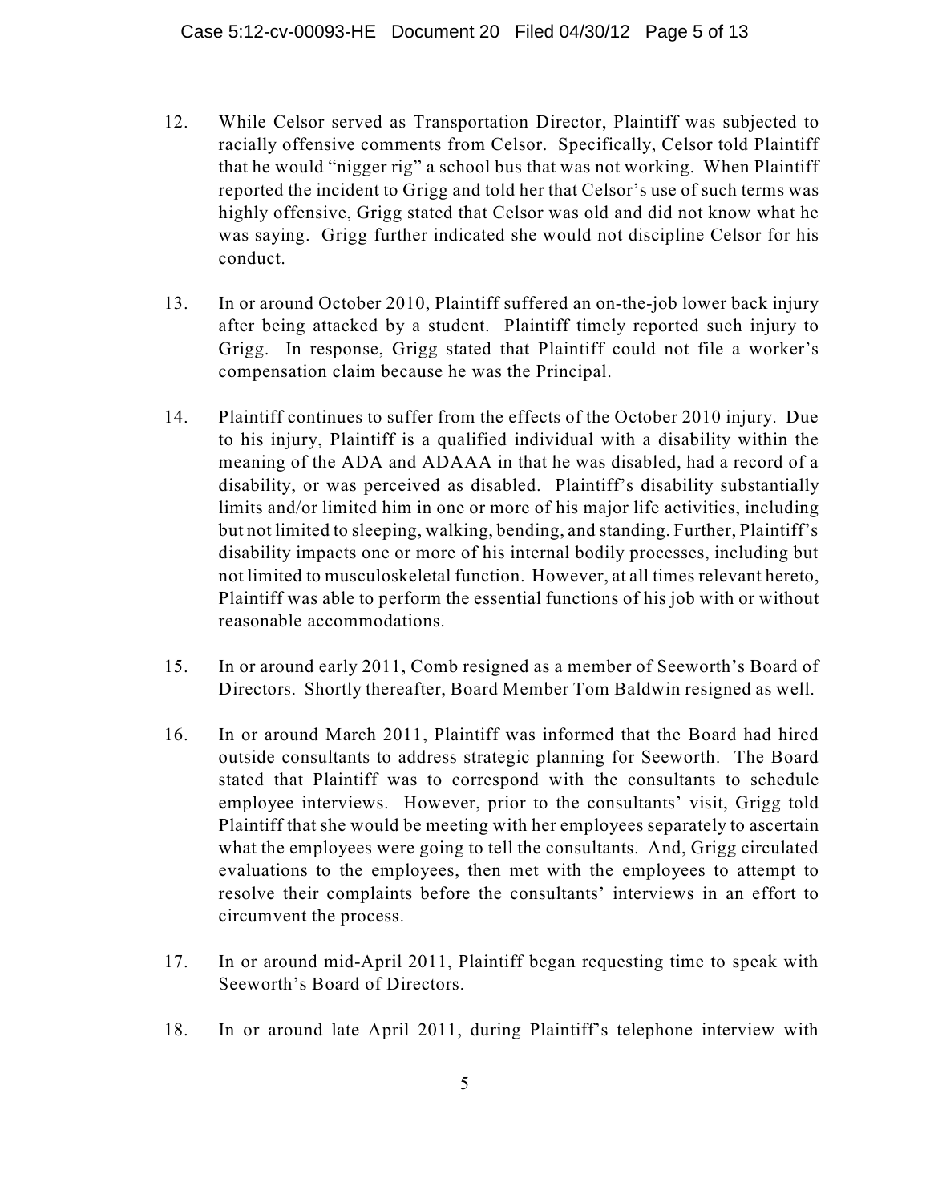12. While Celsor served as Transportation Director, Plaintiff was subjected to racially offensive comments from Celsor. Specifically, Celsor told Plaintiff that he would "nigger rig" a school bus that was not working. When Plaintiff reported the incident to Grigg and told her that Celsor's use of such terms was highly offensive, Grigg stated that Celsor was old and did not know what he was saying. Grigg further indicated she would not discipline Celsor for his conduct.

13. In or around October 2010, Plaintiff suffered an on-the-job lower back injury after being attacked by a student. Plaintiff timely reported such injury to Grigg. In response, Grigg stated that Plaintiff could not file a worker's compensation claim because he was the Principal.

14. Plaintiff continues to suffer from the effects of the October 2010 injury. Due to his injury, Plaintiff is a qualified individual with a disability within the meaning of the ADA and ADAAA in that he was disabled, had a record of a disability, or was perceived as disabled. Plaintiff's disability substantially limits and/or limited him in one or more of his major life activities, including but not limited to sleeping, walking, bending, and standing. Further, Plaintiff's disability impacts one or more of his internal bodily processes, including but not limited to musculoskeletal function. However, at all times relevant hereto, Plaintiff was able to perform the essential functions of his job with or without reasonable accommodations.

15. In or around early 2011, Comb resigned as a member of Seeworth's Board of Directors. Shortly thereafter, Board Member Tom Baldwin resigned as well.

16. In or around March 2011, Plaintiff was informed that the Board had hired outside consultants to address strategic planning for Seeworth. The Board stated that Plaintiff was to correspond with the consultants to schedule employee interviews. However, prior to the consultants' visit, Grigg told Plaintiff that she would be meeting with her employees separately to ascertain what the employees were going to tell the consultants. And, Grigg circulated evaluations to the employees, then met with the employees to attempt to resolve their complaints before the consultants' interviews in an effort to circumvent the process.

17. In or around mid-April 2011, Plaintiff began requesting time to speak with Seeworth's Board of Directors.

18. In or around late April 2011, during Plaintiff's telephone interview with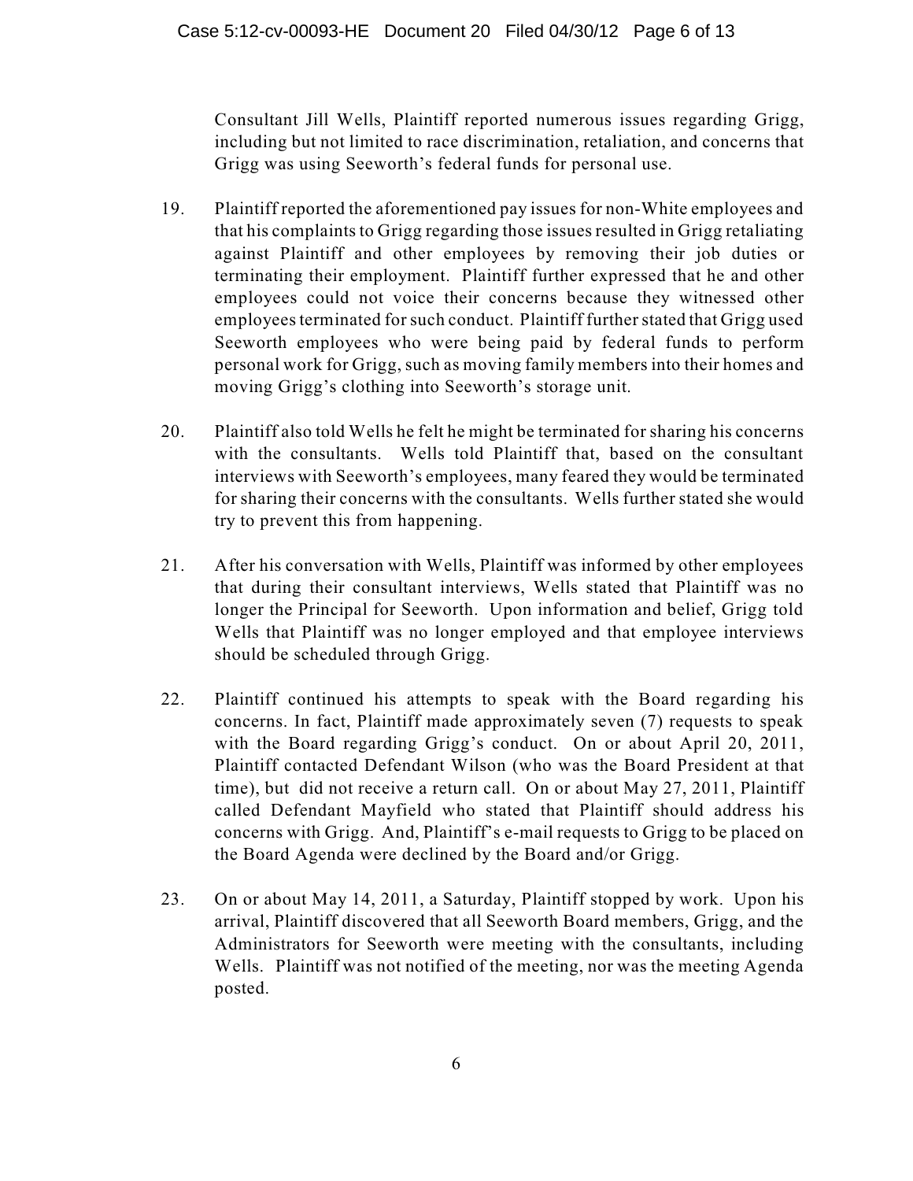Consultant Jill Wells, Plaintiff reported numerous issues regarding Grigg, including but not limited to race discrimination, retaliation, and concerns that Grigg was using Seeworth's federal funds for personal use.

19. Plaintiff reported the aforementioned pay issues for non-White employees and that his complaints to Grigg regarding those issues resulted in Grigg retaliating against Plaintiff and other employees by removing their job duties or terminating their employment. Plaintiff further expressed that he and other employees could not voice their concerns because they witnessed other employees terminated for such conduct. Plaintiff further stated that Grigg used Seeworth employees who were being paid by federal funds to perform personal work for Grigg, such as moving family members into their homes and moving Grigg's clothing into Seeworth's storage unit.

20. Plaintiff also told Wells he felt he might be terminated for sharing his concerns with the consultants. Wells told Plaintiff that, based on the consultant interviews with Seeworth's employees, many feared they would be terminated for sharing their concerns with the consultants. Wells further stated she would try to prevent this from happening.

21. After his conversation with Wells, Plaintiff was informed by other employees that during their consultant interviews, Wells stated that Plaintiff was no longer the Principal for Seeworth. Upon information and belief, Grigg told Wells that Plaintiff was no longer employed and that employee interviews should be scheduled through Grigg.

22. Plaintiff continued his attempts to speak with the Board regarding his concerns. In fact, Plaintiff made approximately seven (7) requests to speak with the Board regarding Grigg's conduct. On or about April 20, 2011, Plaintiff contacted Defendant Wilson (who was the Board President at that time), but did not receive a return call. On or about May 27, 2011, Plaintiff called Defendant Mayfield who stated that Plaintiff should address his concerns with Grigg. And, Plaintiff's e-mail requests to Grigg to be placed on the Board Agenda were declined by the Board and/or Grigg.

23. On or about May 14, 2011, a Saturday, Plaintiff stopped by work. Upon his arrival, Plaintiff discovered that all Seeworth Board members, Grigg, and the Administrators for Seeworth were meeting with the consultants, including Wells. Plaintiff was not notified of the meeting, nor was the meeting Agenda posted.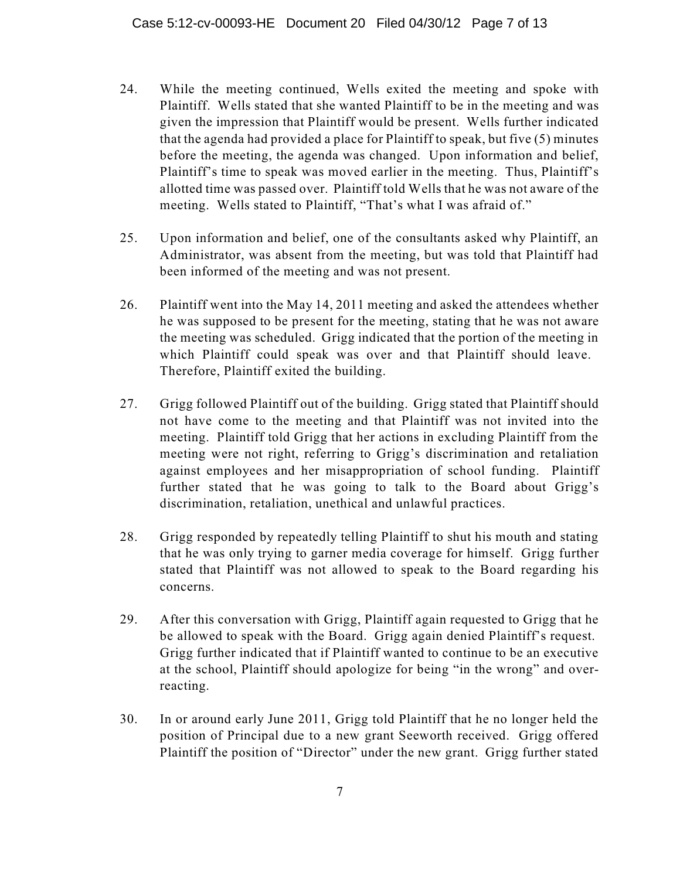24. While the meeting continued, Wells exited the meeting and spoke with Plaintiff. Wells stated that she wanted Plaintiff to be in the meeting and was given the impression that Plaintiff would be present. Wells further indicated that the agenda had provided a place for Plaintiff to speak, but five (5) minutes before the meeting, the agenda was changed. Upon information and belief, Plaintiff's time to speak was moved earlier in the meeting. Thus, Plaintiff's allotted time was passed over. Plaintiff told Wells that he was not aware of the meeting. Wells stated to Plaintiff, "That's what I was afraid of."

25. Upon information and belief, one of the consultants asked why Plaintiff, an Administrator, was absent from the meeting, but was told that Plaintiff had been informed of the meeting and was not present.

26. Plaintiff went into the May 14, 2011 meeting and asked the attendees whether he was supposed to be present for the meeting, stating that he was not aware the meeting was scheduled. Grigg indicated that the portion of the meeting in which Plaintiff could speak was over and that Plaintiff should leave. Therefore, Plaintiff exited the building.

27. Grigg followed Plaintiff out of the building. Grigg stated that Plaintiff should not have come to the meeting and that Plaintiff was not invited into the meeting. Plaintiff told Grigg that her actions in excluding Plaintiff from the meeting were not right, referring to Grigg's discrimination and retaliation against employees and her misappropriation of school funding. Plaintiff further stated that he was going to talk to the Board about Grigg's discrimination, retaliation, unethical and unlawful practices.

28. Grigg responded by repeatedly telling Plaintiff to shut his mouth and stating that he was only trying to garner media coverage for himself. Grigg further stated that Plaintiff was not allowed to speak to the Board regarding his concerns.

29. After this conversation with Grigg, Plaintiff again requested to Grigg that he be allowed to speak with the Board. Grigg again denied Plaintiff's request. Grigg further indicated that if Plaintiff wanted to continue to be an executive at the school, Plaintiff should apologize for being "in the wrong" and over-reacting.

30. In or around early June 2011, Grigg told Plaintiff that he no longer held the position of Principal due to a new grant Seeworth received. Grigg offered Plaintiff the position of "Director" under the new grant. Grigg further stated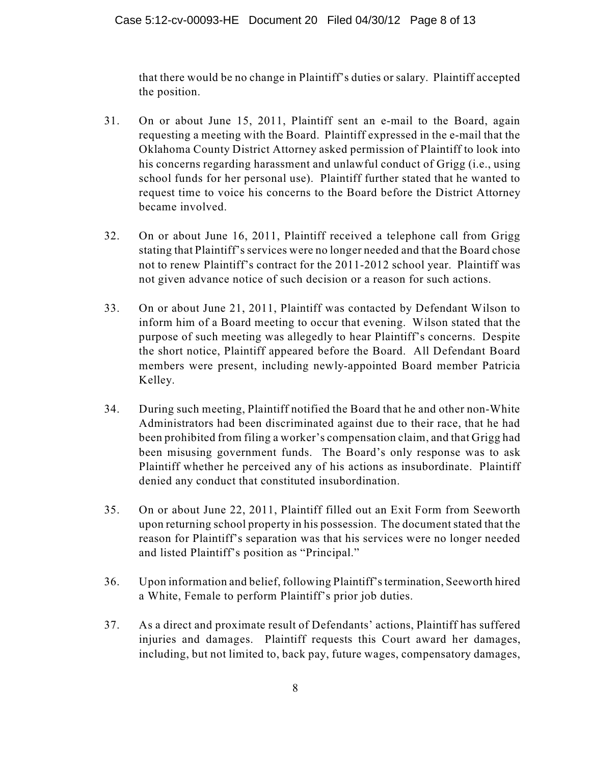that there would be no change in Plaintiff's duties or salary. Plaintiff accepted the position.

31. On or about June 15, 2011, Plaintiff sent an e-mail to the Board, again requesting a meeting with the Board. Plaintiff expressed in the e-mail that the Oklahoma County District Attorney asked permission of Plaintiff to look into his concerns regarding harassment and unlawful conduct of Grigg (i.e., using school funds for her personal use). Plaintiff further stated that he wanted to request time to voice his concerns to the Board before the District Attorney became involved.

32. On or about June 16, 2011, Plaintiff received a telephone call from Grigg stating that Plaintiff's services were no longer needed and that the Board chose not to renew Plaintiff's contract for the 2011-2012 school year. Plaintiff was not given advance notice of such decision or a reason for such actions.

33. On or about June 21, 2011, Plaintiff was contacted by Defendant Wilson to inform him of a Board meeting to occur that evening. Wilson stated that the purpose of such meeting was allegedly to hear Plaintiff's concerns. Despite the short notice, Plaintiff appeared before the Board. All Defendant Board members were present, including newly-appointed Board member Patricia Kelley.

34. During such meeting, Plaintiff notified the Board that he and other non-White Administrators had been discriminated against due to their race, that he had been prohibited from filing a worker's compensation claim, and that Grigg had been misusing government funds. The Board's only response was to ask Plaintiff whether he perceived any of his actions as insubordinate. Plaintiff denied any conduct that constituted insubordination.

35. On or about June 22, 2011, Plaintiff filled out an Exit Form from Seeworth upon returning school property in his possession. The document stated that the reason for Plaintiff's separation was that his services were no longer needed and listed Plaintiff's position as "Principal."

36. Upon information and belief, following Plaintiff's termination, Seeworth hired a White, Female to perform Plaintiff's prior job duties.

37. As a direct and proximate result of Defendants' actions, Plaintiff has suffered injuries and damages. Plaintiff requests this Court award her damages, including, but not limited to, back pay, future wages, compensatory damages,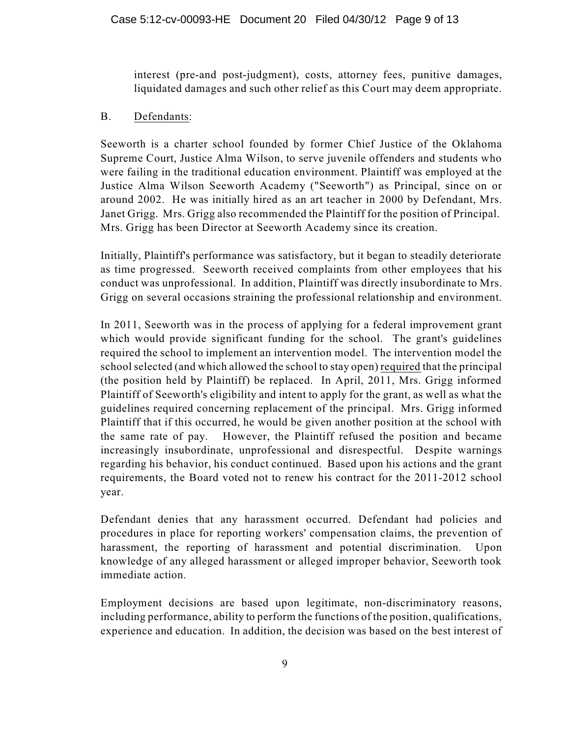interest (pre-and post-judgment), costs, attorney fees, punitive damages, liquidated damages and such other relief as this Court may deem appropriate.

B. Defendants:

Seeworth is a charter school founded by former Chief Justice of the Oklahoma Supreme Court, Justice Alma Wilson, to serve juvenile offenders and students who were failing in the traditional education environment. Plaintiff was employed at the Justice Alma Wilson Seeworth Academy ("Seeworth") as Principal, since on or around 2002. He was initially hired as an art teacher in 2000 by Defendant, Mrs. Janet Grigg. Mrs. Grigg also recommended the Plaintiff for the position of Principal. Mrs. Grigg has been Director at Seeworth Academy since its creation.

Initially, Plaintiff's performance was satisfactory, but it began to steadily deteriorate as time progressed. Seeworth received complaints from other employees that his conduct was unprofessional. In addition, Plaintiff was directly insubordinate to Mrs. Grigg on several occasions straining the professional relationship and environment.

In 2011, Seeworth was in the process of applying for a federal improvement grant which would provide significant funding for the school. The grant's guidelines required the school to implement an intervention model. The intervention model the school selected (and which allowed the school to stay open) required that the principal (the position held by Plaintiff) be replaced. In April, 2011, Mrs. Grigg informed Plaintiff of Seeworth's eligibility and intent to apply for the grant, as well as what the guidelines required concerning replacement of the principal. Mrs. Grigg informed Plaintiff that if this occurred, he would be given another position at the school with the same rate of pay. However, the Plaintiff refused the position and became increasingly insubordinate, unprofessional and disrespectful. Despite warnings regarding his behavior, his conduct continued. Based upon his actions and the grant requirements, the Board voted not to renew his contract for the 2011-2012 school year.

Defendant denies that any harassment occurred. Defendant had policies and procedures in place for reporting workers' compensation claims, the prevention of harassment, the reporting of harassment and potential discrimination. Upon knowledge of any alleged harassment or alleged improper behavior, Seeworth took immediate action.

Employment decisions are based upon legitimate, non-discriminatory reasons, including performance, ability to perform the functions of the position, qualifications, experience and education. In addition, the decision was based on the best interest of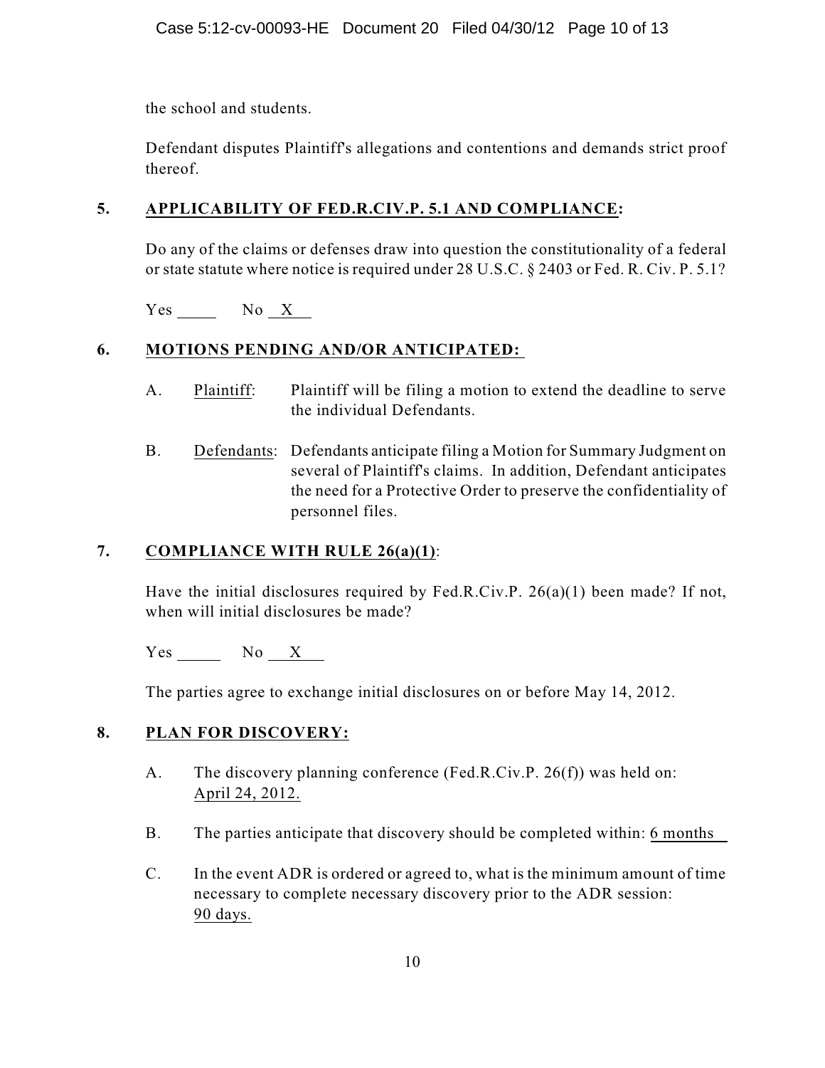the school and students.

Defendant disputes Plaintiff's allegations and contentions and demands strict proof thereof.

## 5. APPLICABILITY OF FED.R.CIV.P. 5.1 AND COMPLIANCE:

Do any of the claims or defenses draw into question the constitutionality of a federal or state statute where notice is required under 28 U.S.C. § 2403 or Fed. R. Civ. P. 5.1?

Yes _____ No __X__

## 6. MOTIONS PENDING AND/OR ANTICIPATED:

A. Plaintiff: Plaintiff will be filing a motion to extend the deadline to serve the individual Defendants.

B. Defendants: Defendants anticipate filing a Motion for Summary Judgment on several of Plaintiff's claims. In addition, Defendant anticipates the need for a Protective Order to preserve the confidentiality of personnel files.

## 7. COMPLIANCE WITH RULE 26(a)(1):

Have the initial disclosures required by Fed.R.Civ.P. 26(a)(1) been made? If not, when will initial disclosures be made?

Yes _____ No __X__

The parties agree to exchange initial disclosures on or before May 14, 2012.

## 8. PLAN FOR DISCOVERY:

A. The discovery planning conference (Fed.R.Civ.P. 26(f)) was held on: April 24, 2012.

B. The parties anticipate that discovery should be completed within: 6 months

C. In the event ADR is ordered or agreed to, what is the minimum amount of time necessary to complete necessary discovery prior to the ADR session: 90 days.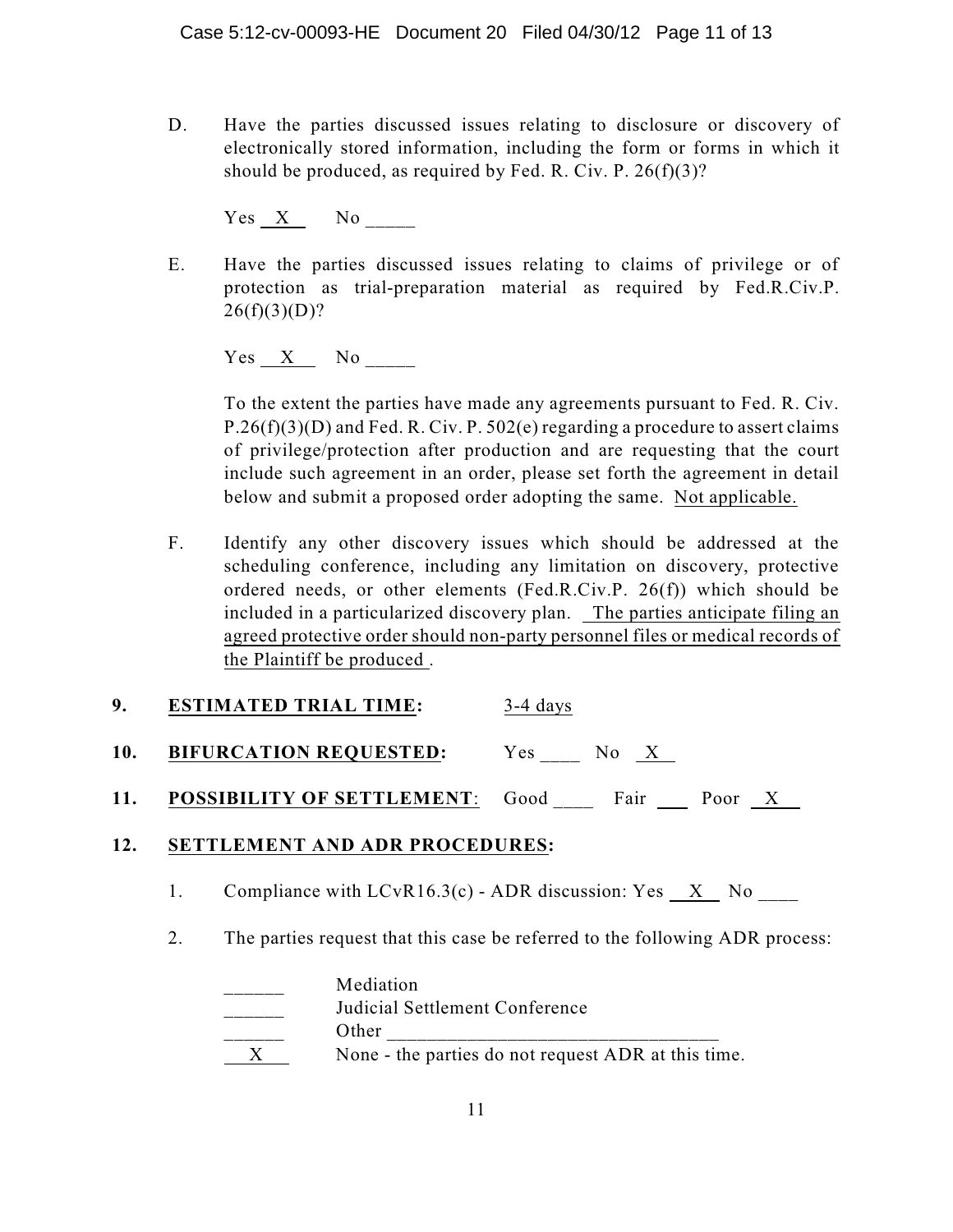D. Have the parties discussed issues relating to disclosure or discovery of electronically stored information, including the form or forms in which it should be produced, as required by Fed. R. Civ. P. 26(f)(3)?

Yes X No _____

E. Have the parties discussed issues relating to claims of privilege or of protection as trial-preparation material as required by Fed.R.Civ.P. 26(f)(3)(D)?

Yes X No _____

To the extent the parties have made any agreements pursuant to Fed. R. Civ. P.26(f)(3)(D) and Fed. R. Civ. P. 502(e) regarding a procedure to assert claims of privilege/protection after production and are requesting that the court include such agreement in an order, please set forth the agreement in detail below and submit a proposed order adopting the same. Not applicable.

F. Identify any other discovery issues which should be addressed at the scheduling conference, including any limitation on discovery, protective ordered needs, or other elements (Fed.R.Civ.P. 26(f)) which should be included in a particularized discovery plan. The parties anticipate filing an agreed protective order should non-party personnel files or medical records of the Plaintiff be produced .

**9. ESTIMATED TRIAL TIME:** 3-4 days

**10. BIFURCATION REQUESTED:** Yes ____ No X

**11. POSSIBILITY OF SETTLEMENT:** Good ____ Fair ___ Poor X

**12. SETTLEMENT AND ADR PROCEDURES:**

1. Compliance with LCvR16.3(c) - ADR discussion: Yes X No ____

2. The parties request that this case be referred to the following ADR process:

______ Mediation
______ Judicial Settlement Conference
______ Other ________________________________
X None - the parties do not request ADR at this time.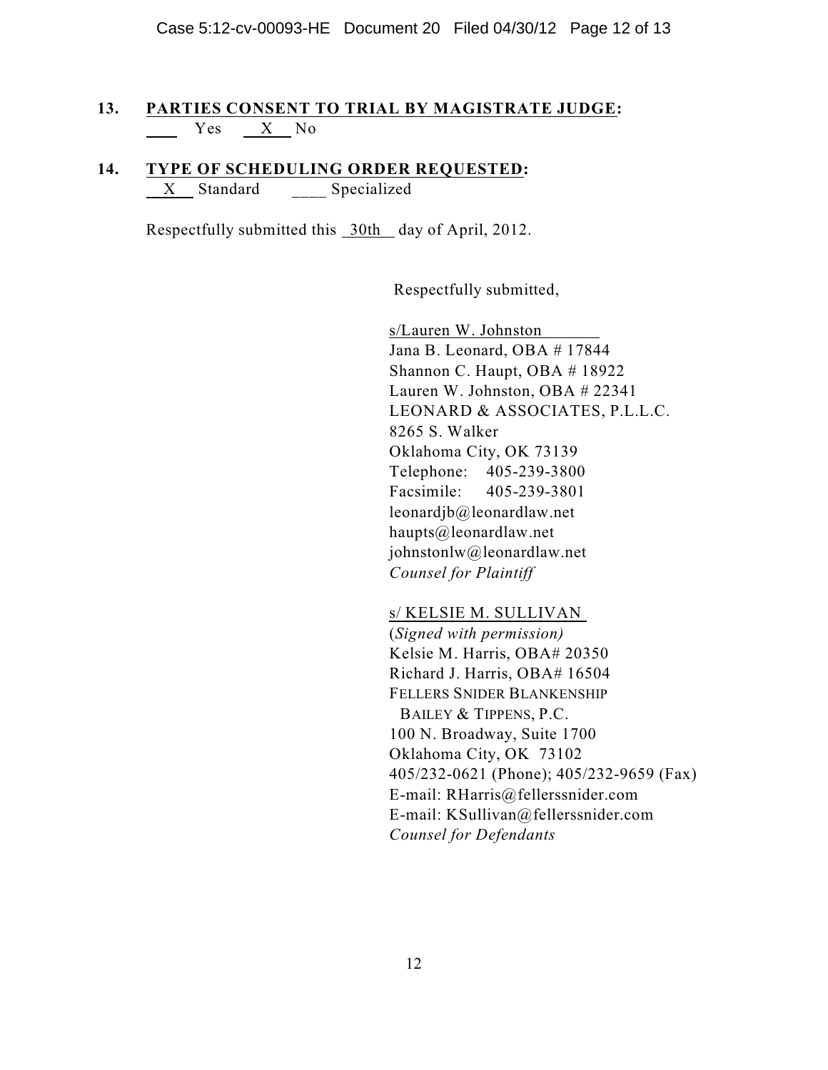**13. PARTIES CONSENT TO TRIAL BY MAGISTRATE JUDGE:**

\_\_\_\_ Yes \_\_X\_\_ No

**14. TYPE OF SCHEDULING ORDER REQUESTED:**

\_\_X\_\_ Standard \_\_\_\_ Specialized

Respectfully submitted this 30th day of April, 2012.

Respectfully submitted,

s/Lauren W. Johnston
Jana B. Leonard, OBA # 17844
Shannon C. Haupt, OBA # 18922
Lauren W. Johnston, OBA # 22341
LEONARD & ASSOCIATES, P.L.L.C.
8265 S. Walker
Oklahoma City, OK 73139
Telephone: 405-239-3800
Facsimile: 405-239-3801
leonardjb@leonardlaw.net
haupts@leonardlaw.net
johnstonlw@leonardlaw.net
*Counsel for Plaintiff*

s/ KELSIE M. SULLIVAN
(*Signed with permission)*
Kelsie M. Harris, OBA# 20350
Richard J. Harris, OBA# 16504
FELLERS SNIDER BLANKENSHIP
BAILEY & TIPPENS, P.C.
100 N. Broadway, Suite 1700
Oklahoma City, OK 73102
405/232-0621 (Phone); 405/232-9659 (Fax)
E-mail: RHarris@fellerssnider.com
E-mail: KSullivan@fellerssnider.com
*Counsel for Defendants*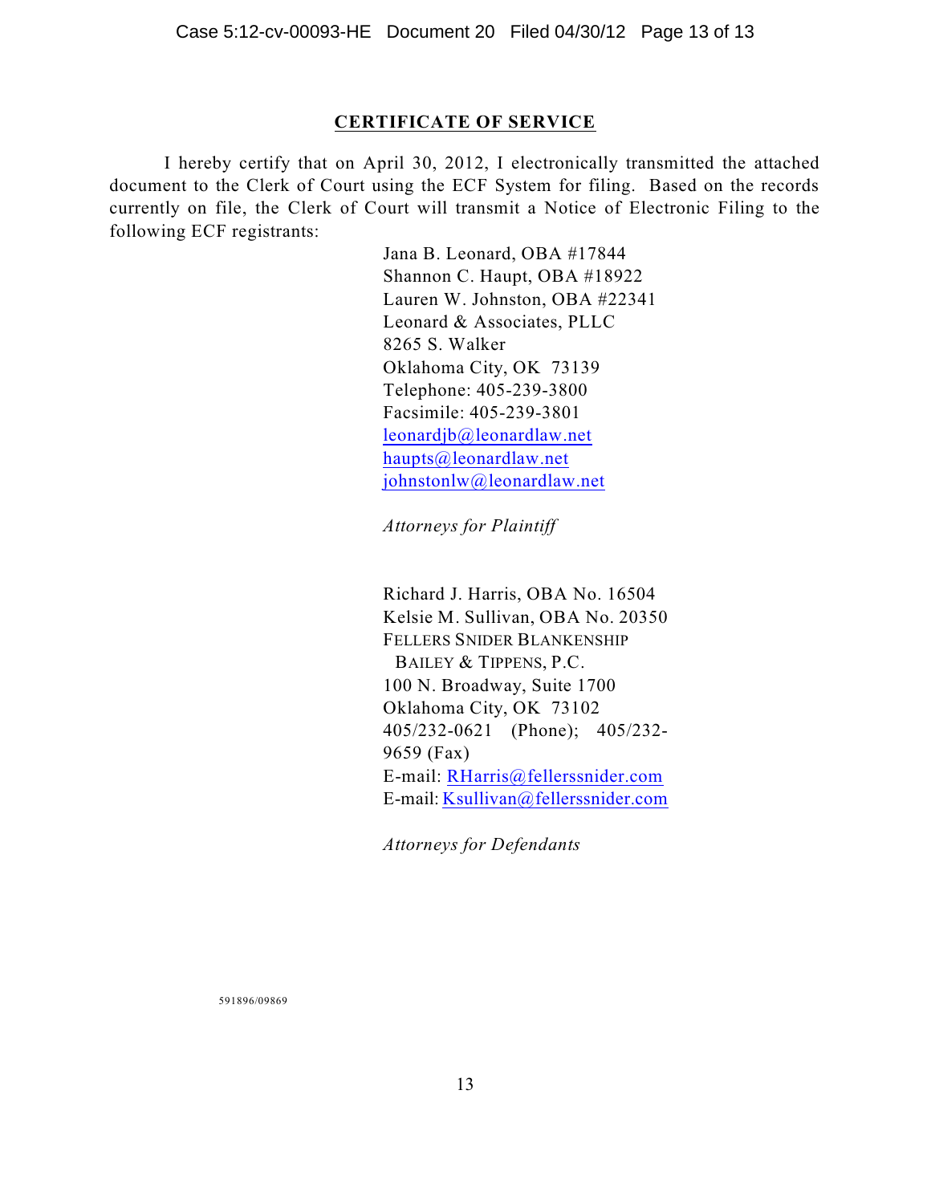## CERTIFICATE OF SERVICE

I hereby certify that on April 30, 2012, I electronically transmitted the attached document to the Clerk of Court using the ECF System for filing. Based on the records currently on file, the Clerk of Court will transmit a Notice of Electronic Filing to the following ECF registrants:

Jana B. Leonard, OBA #17844
Shannon C. Haupt, OBA #18922
Lauren W. Johnston, OBA #22341
Leonard & Associates, PLLC
8265 S. Walker
Oklahoma City, OK 73139
Telephone: 405-239-3800
Facsimile: 405-239-3801
leonardjb@leonardlaw.net
haupts@leonardlaw.net
johnstonlw@leonardlaw.net

*Attorneys for Plaintiff*

Richard J. Harris, OBA No. 16504
Kelsie M. Sullivan, OBA No. 20350
FELLERS SNIDER BLANKENSHIP
BAILEY & TIPPENS, P.C.
100 N. Broadway, Suite 1700
Oklahoma City, OK 73102
405/232-0621 (Phone); 405/232-9659 (Fax)
E-mail: RHarris@fellerssnider.com
E-mail: Ksullivan@fellerssnider.com

*Attorneys for Defendants*

591896/09869